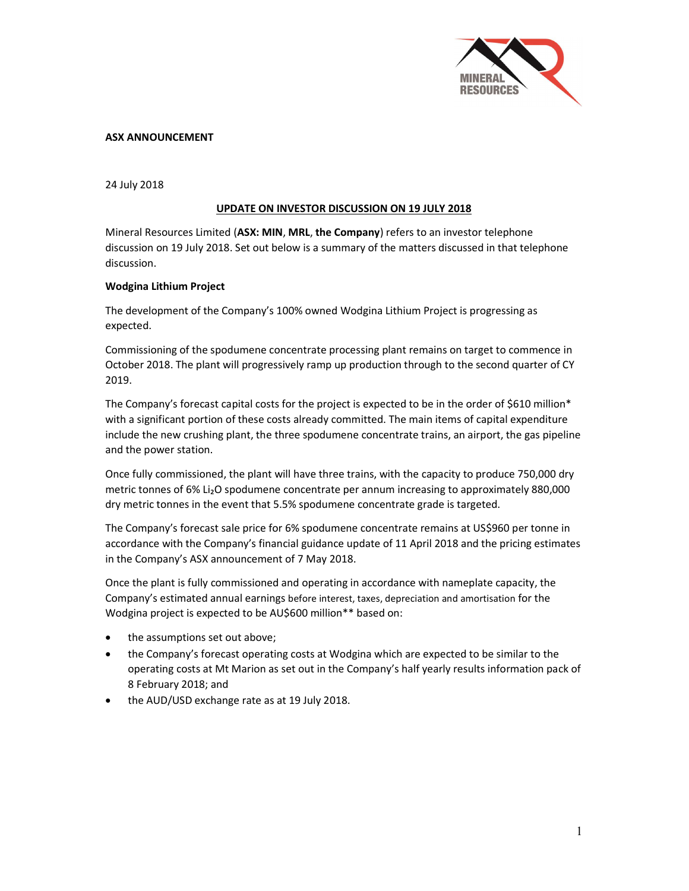**ASX ANNOUNCEMENT**

24 July 2018

**UPDATE ON INVESTOR DISCUSSION ON 19 JULY 2018**

Mineral Resources Limited (**ASX: MIN**, **MRL**, **the Company**) refers to an investor telephone discussion on 19 July 2018. Set out below is a summary of the matters discussed in that telephone discussion.

**Wodgina Lithium Project**

The development of the Company's 100% owned Wodgina Lithium Project is progressing as expected.

Commissioning of the spodumene concentrate processing plant remains on target to commence in October 2018. The plant will progressively ramp up production through to the second quarter of CY 2019.

The Company's forecast capital costs for the project is expected to be in the order of $610 million* with a significant portion of these costs already committed. The main items of capital expenditure include the new crushing plant, the three spodumene concentrate trains, an airport, the gas pipeline and the power station.

Once fully commissioned, the plant will have three trains, with the capacity to produce 750,000 dry metric tonnes of 6% $Li_2O$ spodumene concentrate per annum increasing to approximately 880,000 dry metric tonnes in the event that 5.5% spodumene concentrate grade is targeted.

The Company's forecast sale price for 6% spodumene concentrate remains at US$960 per tonne in accordance with the Company's financial guidance update of 11 April 2018 and the pricing estimates in the Company's ASX announcement of 7 May 2018.

Once the plant is fully commissioned and operating in accordance with nameplate capacity, the Company's estimated annual earnings before interest, taxes, depreciation and amortisation for the Wodgina project is expected to be AU$600 million** based on:

- the assumptions set out above;
- the Company's forecast operating costs at Wodgina which are expected to be similar to the operating costs at Mt Marion as set out in the Company's half yearly results information pack of 8 February 2018; and
- the AUD/USD exchange rate as at 19 July 2018.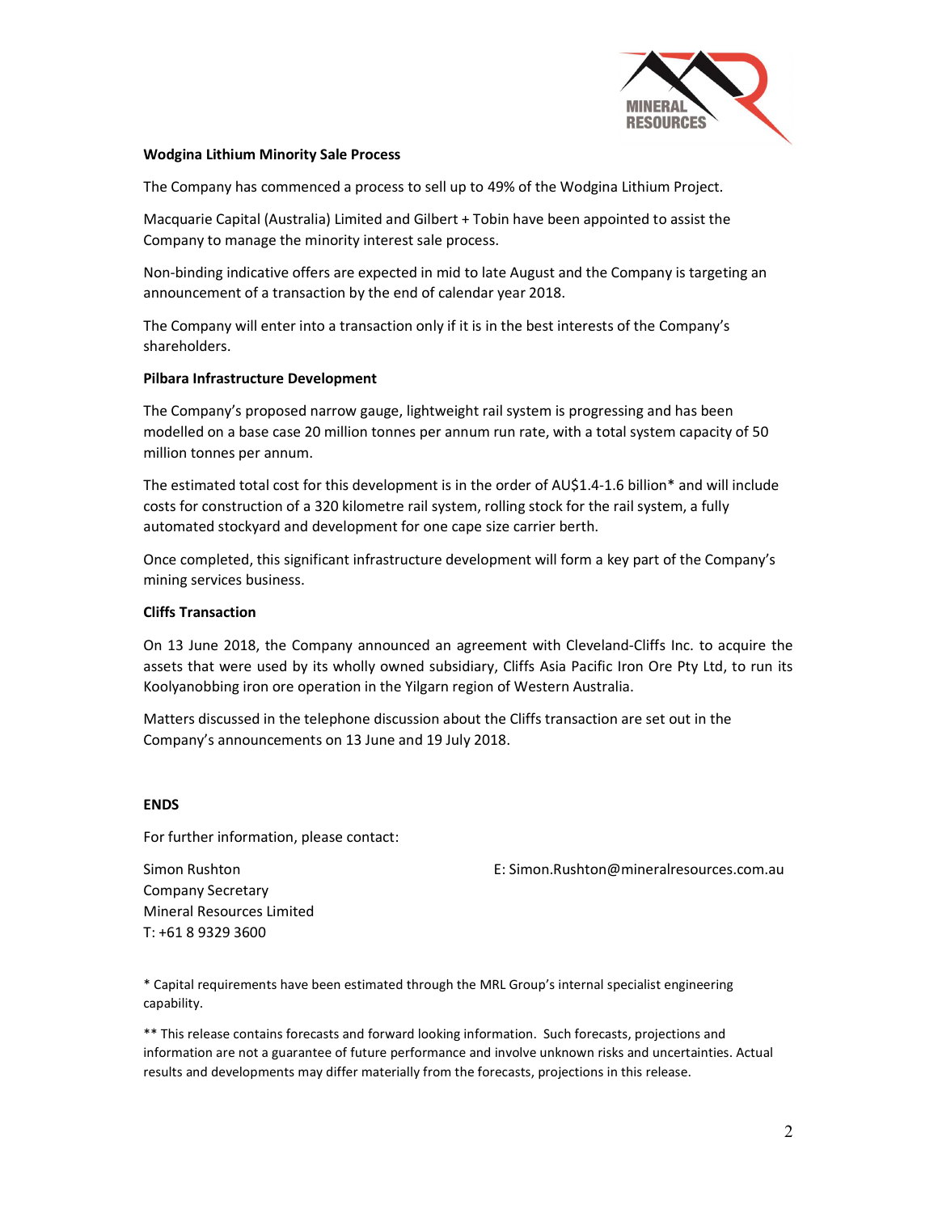**Wodgina Lithium Minority Sale Process**

The Company has commenced a process to sell up to 49% of the Wodgina Lithium Project.

Macquarie Capital (Australia) Limited and Gilbert + Tobin have been appointed to assist the Company to manage the minority interest sale process.

Non-binding indicative offers are expected in mid to late August and the Company is targeting an announcement of a transaction by the end of calendar year 2018.

The Company will enter into a transaction only if it is in the best interests of the Company's shareholders.

**Pilbara Infrastructure Development**

The Company's proposed narrow gauge, lightweight rail system is progressing and has been modelled on a base case 20 million tonnes per annum run rate, with a total system capacity of 50 million tonnes per annum.

The estimated total cost for this development is in the order of AU$1.4-1.6 billion* and will include costs for construction of a 320 kilometre rail system, rolling stock for the rail system, a fully automated stockyard and development for one cape size carrier berth.

Once completed, this significant infrastructure development will form a key part of the Company's mining services business.

**Cliffs Transaction**

On 13 June 2018, the Company announced an agreement with Cleveland-Cliffs Inc. to acquire the assets that were used by its wholly owned subsidiary, Cliffs Asia Pacific Iron Ore Pty Ltd, to run its Koolyanobbing iron ore operation in the Yilgarn region of Western Australia.

Matters discussed in the telephone discussion about the Cliffs transaction are set out in the Company's announcements on 13 June and 19 July 2018.

**ENDS**

For further information, please contact:

Simon Rushton
Company Secretary
Mineral Resources Limited
T: +61 8 9329 3600

E: Simon.Rushton@mineralresources.com.au

* Capital requirements have been estimated through the MRL Group's internal specialist engineering capability.

** This release contains forecasts and forward looking information. Such forecasts, projections and information are not a guarantee of future performance and involve unknown risks and uncertainties. Actual results and developments may differ materially from the forecasts, projections in this release.